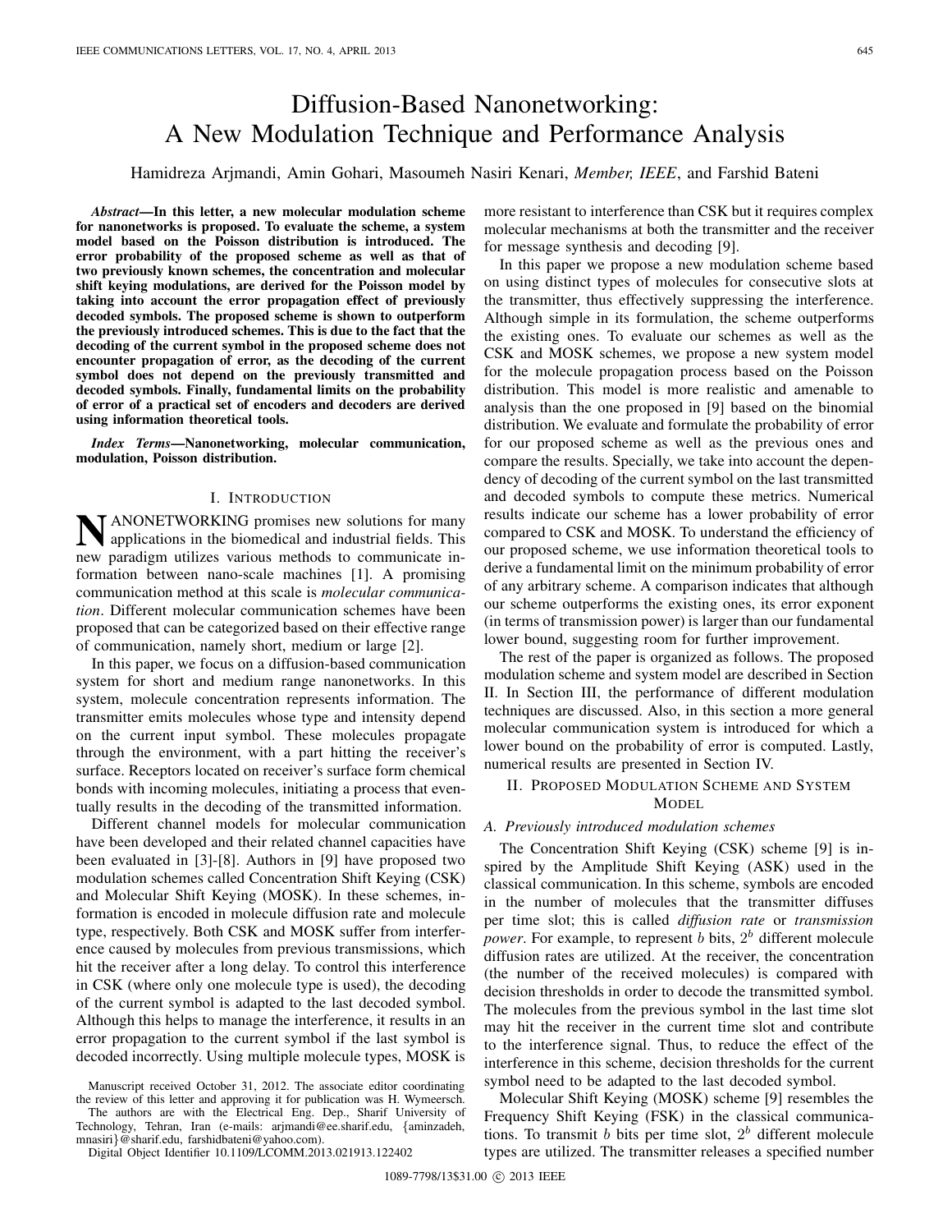# Diffusion-Based Nanonetworking: A New Modulation Technique and Performance Analysis

Hamidreza Arjmandi, Amin Gohari, Masoumeh Nasiri Kenari, *Member, IEEE*, and Farshid Bateni

***Abstract*—In this letter, a new molecular modulation scheme for nanonetworks is proposed. To evaluate the scheme, a system model based on the Poisson distribution is introduced. The error probability of the proposed scheme as well as that of two previously known schemes, the concentration and molecular shift keying modulations, are derived for the Poisson model by taking into account the error propagation effect of previously decoded symbols. The proposed scheme is shown to outperform the previously introduced schemes. This is due to the fact that the decoding of the current symbol in the proposed scheme does not encounter propagation of error, as the decoding of the current symbol does not depend on the previously transmitted and decoded symbols. Finally, fundamental limits on the probability of error of a practical set of encoders and decoders are derived using information theoretical tools.**

***Index Terms*—Nanonetworking, molecular communication, modulation, Poisson distribution.**

## I. Introduction

NANONETWORKING promises new solutions for many applications in the biomedical and industrial fields. This new paradigm utilizes various methods to communicate information between nano-scale machines [1]. A promising communication method at this scale is *molecular communication*. Different molecular communication schemes have been proposed that can be categorized based on their effective range of communication, namely short, medium or large [2].

In this paper, we focus on a diffusion-based communication system for short and medium range nanonetworks. In this system, molecule concentration represents information. The transmitter emits molecules whose type and intensity depend on the current input symbol. These molecules propagate through the environment, with a part hitting the receiver's surface. Receptors located on receiver's surface form chemical bonds with incoming molecules, initiating a process that eventually results in the decoding of the transmitted information.

Different channel models for molecular communication have been developed and their related channel capacities have been evaluated in [3]-[8]. Authors in [9] have proposed two modulation schemes called Concentration Shift Keying (CSK) and Molecular Shift Keying (MOSK). In these schemes, information is encoded in molecule diffusion rate and molecule type, respectively. Both CSK and MOSK suffer from interference caused by molecules from previous transmissions, which hit the receiver after a long delay. To control this interference in CSK (where only one molecule type is used), the decoding of the current symbol is adapted to the last decoded symbol. Although this helps to manage the interference, it results in an error propagation to the current symbol if the last symbol is decoded incorrectly. Using multiple molecule types, MOSK is more resistant to interference than CSK but it requires complex molecular mechanisms at both the transmitter and the receiver for message synthesis and decoding [9].

In this paper we propose a new modulation scheme based on using distinct types of molecules for consecutive slots at the transmitter, thus effectively suppressing the interference. Although simple in its formulation, the scheme outperforms the existing ones. To evaluate our schemes as well as the CSK and MOSK schemes, we propose a new system model for the molecule propagation process based on the Poisson distribution. This model is more realistic and amenable to analysis than the one proposed in [9] based on the binomial distribution. We evaluate and formulate the probability of error for our proposed scheme as well as the previous ones and compare the results. Specially, we take into account the dependency of decoding of the current symbol on the last transmitted and decoded symbols to compute these metrics. Numerical results indicate our scheme has a lower probability of error compared to CSK and MOSK. To understand the efficiency of our proposed scheme, we use information theoretical tools to derive a fundamental limit on the minimum probability of error of any arbitrary scheme. A comparison indicates that although our scheme outperforms the existing ones, its error exponent (in terms of transmission power) is larger than our fundamental lower bound, suggesting room for further improvement.

The rest of the paper is organized as follows. The proposed modulation scheme and system model are described in Section II. In Section III, the performance of different modulation techniques are discussed. Also, in this section a more general molecular communication system is introduced for which a lower bound on the probability of error is computed. Lastly, numerical results are presented in Section IV.

## II. Proposed Modulation Scheme and System Model

### A. Previously introduced modulation schemes

The Concentration Shift Keying (CSK) scheme [9] is inspired by the Amplitude Shift Keying (ASK) used in the classical communication. In this scheme, symbols are encoded in the number of molecules that the transmitter diffuses per time slot; this is called *diffusion rate* or *transmission power*. For example, to represent $b$ bits, $2^b$ different molecule diffusion rates are utilized. At the receiver, the concentration (the number of the received molecules) is compared with decision thresholds in order to decode the transmitted symbol. The molecules from the previous symbol in the last time slot may hit the receiver in the current time slot and contribute to the interference signal. Thus, to reduce the effect of the interference in this scheme, decision thresholds for the current symbol need to be adapted to the last decoded symbol.

Molecular Shift Keying (MOSK) scheme [9] resembles the Frequency Shift Keying (FSK) in the classical communications. To transmit $b$ bits per time slot, $2^b$ different molecule types are utilized. The transmitter releases a specified number

Manuscript received October 31, 2012. The associate editor coordinating the review of this letter and approving it for publication was H. Wymeersch.

The authors are with the Electrical Eng. Dep., Sharif University of Technology, Tehran, Iran (e-mails: arjmandi@ee.sharif.edu, {aminzadeh, mnasiri}@sharif.edu, farshidbateni@yahoo.com).

Digital Object Identifier 10.1109/LCOMM.2013.021913.122402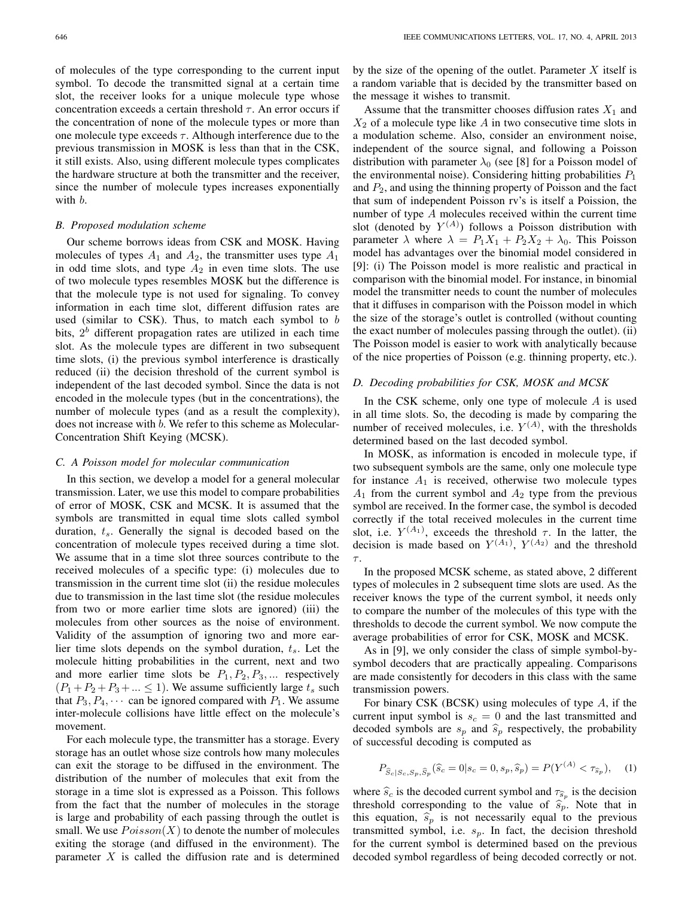of molecules of the type corresponding to the current input symbol. To decode the transmitted signal at a certain time slot, the receiver looks for a unique molecule type whose concentration exceeds a certain threshold $\tau$. An error occurs if the concentration of none of the molecule types or more than one molecule type exceeds $\tau$. Although interference due to the previous transmission in MOSK is less than that in the CSK, it still exists. Also, using different molecule types complicates the hardware structure at both the transmitter and the receiver, since the number of molecule types increases exponentially with $b$.

### *B. Proposed modulation scheme*

Our scheme borrows ideas from CSK and MOSK. Having molecules of types $A_1$ and $A_2$, the transmitter uses type $A_1$ in odd time slots, and type $A_2$ in even time slots. The use of two molecule types resembles MOSK but the difference is that the molecule type is not used for signaling. To convey information in each time slot, different diffusion rates are used (similar to CSK). Thus, to match each symbol to $b$ bits, $2^b$ different propagation rates are utilized in each time slot. As the molecule types are different in two subsequent time slots, (i) the previous symbol interference is drastically reduced (ii) the decision threshold of the current symbol is independent of the last decoded symbol. Since the data is not encoded in the molecule types (but in the concentrations), the number of molecule types (and as a result the complexity), does not increase with $b$. We refer to this scheme as Molecular-Concentration Shift Keying (MCSK).

### *C. A Poisson model for molecular communication*

In this section, we develop a model for a general molecular transmission. Later, we use this model to compare probabilities of error of MOSK, CSK and MCSK. It is assumed that the symbols are transmitted in equal time slots called symbol duration, $t_s$. Generally the signal is decoded based on the concentration of molecule types received during a time slot. We assume that in a time slot three sources contribute to the received molecules of a specific type: (i) molecules due to transmission in the current time slot (ii) the residue molecules due to transmission in the last time slot (the residue molecules from two or more earlier time slots are ignored) (iii) the molecules from other sources as the noise of environment. Validity of the assumption of ignoring two and more earlier time slots depends on the symbol duration, $t_s$. Let the molecule hitting probabilities in the current, next and two and more earlier time slots be $P_1, P_2, P_3, ...$ respectively ($P_1 + P_2 + P_3 + ... \leq 1$). We assume sufficiently large $t_s$ such that $P_3, P_4, \cdots$ can be ignored compared with $P_1$. We assume inter-molecule collisions have little effect on the molecule's movement.

For each molecule type, the transmitter has a storage. Every storage has an outlet whose size controls how many molecules can exit the storage to be diffused in the environment. The distribution of the number of molecules that exit from the storage in a time slot is expressed as a Poisson. This follows from the fact that the number of molecules in the storage is large and probability of each passing through the outlet is small. We use $Poisson(X)$ to denote the number of molecules exiting the storage (and diffused in the environment). The parameter $X$ is called the diffusion rate and is determined by the size of the opening of the outlet. Parameter $X$ itself is a random variable that is decided by the transmitter based on the message it wishes to transmit.

Assume that the transmitter chooses diffusion rates $X_1$ and $X_2$ of a molecule type like $A$ in two consecutive time slots in a modulation scheme. Also, consider an environment noise, independent of the source signal, and following a Poisson distribution with parameter $\lambda_0$ (see [8] for a Poisson model of the environmental noise). Considering hitting probabilities $P_1$ and $P_2$, and using the thinning property of Poisson and the fact that sum of independent Poisson rv's is itself a Poisson, the number of type $A$ molecules received within the current time slot (denoted by $Y^{(A)}$) follows a Poisson distribution with parameter $\lambda$ where $\lambda = P_1 X_1 + P_2 X_2 + \lambda_0$. This Poisson model has advantages over the binomial model considered in [9]: (i) The Poisson model is more realistic and practical in comparison with the binomial model. For instance, in binomial model the transmitter needs to count the number of molecules that it diffuses in comparison with the Poisson model in which the size of the storage's outlet is controlled (without counting the exact number of molecules passing through the outlet). (ii) The Poisson model is easier to work with analytically because of the nice properties of Poisson (e.g. thinning property, etc.).

### *D. Decoding probabilities for CSK, MOSK and MCSK*

In the CSK scheme, only one type of molecule $A$ is used in all time slots. So, the decoding is made by comparing the number of received molecules, i.e. $Y^{(A)}$, with the thresholds determined based on the last decoded symbol.

In MOSK, as information is encoded in molecule type, if two subsequent symbols are the same, only one molecule type for instance $A_1$ is received, otherwise two molecule types $A_1$ from the current symbol and $A_2$ type from the previous symbol are received. In the former case, the symbol is decoded correctly if the total received molecules in the current time slot, i.e. $Y^{(A_1)}$, exceeds the threshold $\tau$. In the latter, the decision is made based on $Y^{(A_1)}$, $Y^{(A_2)}$ and the threshold $\tau$.

In the proposed MCSK scheme, as stated above, 2 different types of molecules in 2 subsequent time slots are used. As the receiver knows the type of the current symbol, it needs only to compare the number of the molecules of this type with the thresholds to decode the current symbol. We now compute the average probabilities of error for CSK, MOSK and MCSK.

As in [9], we only consider the class of simple symbol-by-symbol decoders that are practically appealing. Comparisons are made consistently for decoders in this class with the same transmission powers.

For binary CSK (BCSK) using molecules of type $A$, if the current input symbol is $s_c = 0$ and the last transmitted and decoded symbols are $s_p$ and $\widehat{s}_p$ respectively, the probability of successful decoding is computed as

$$P_{\widehat{S}_c|S_c,S_p,\widehat{S}_p}(\widehat{s}_c = 0|s_c = 0, s_p, \widehat{s}_p) = P(Y^{(A)} < \tau_{\widehat{s}_p}), \quad (1)$$

where $\widehat{s}_c$ is the decoded current symbol and $\tau_{\widehat{s}_p}$ is the decision threshold corresponding to the value of $\widehat{s}_p$. Note that in this equation, $\widehat{s}_p$ is not necessarily equal to the previous transmitted symbol, i.e. $s_p$. In fact, the decision threshold for the current symbol is determined based on the previous decoded symbol regardless of being decoded correctly or not.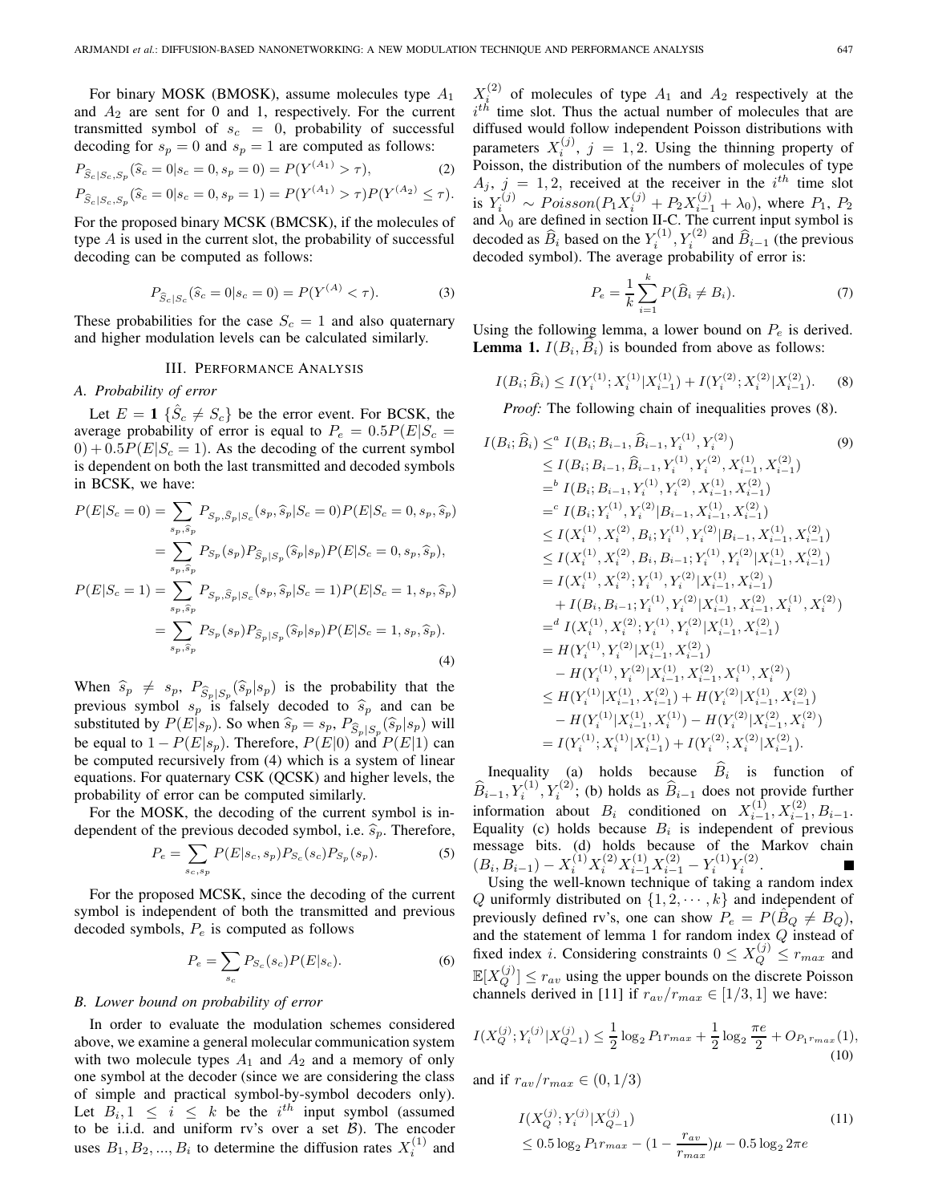For binary MOSK (BMOSK), assume molecules type $A_1$ and $A_2$ are sent for 0 and 1, respectively. For the current transmitted symbol of $s_c = 0$, probability of successful decoding for $s_p = 0$ and $s_p = 1$ are computed as follows:

$$P_{\widehat{S}_c|S_c,S_p}(\widehat{s}_c = 0|s_c = 0, s_p = 0) = P(Y^{(A_1)} > \tau), \tag{2}$$

$$P_{\widehat{S}_c|S_c,S_p}(\widehat{s}_c = 0|s_c = 0, s_p = 1) = P(Y^{(A_1)} > \tau)P(Y^{(A_2)} \leq \tau).$$

For the proposed binary MCSK (BMCSK), if the molecules of type $A$ is used in the current slot, the probability of successful decoding can be computed as follows:

$$P_{\widehat{S}_c|S_c}(\widehat{s}_c = 0|s_c = 0) = P(Y^{(A)} < \tau). \tag{3}$$

These probabilities for the case $S_c = 1$ and also quaternary and higher modulation levels can be calculated similarly.

## III. Performance Analysis

### A. Probability of error

Let $E = \mathbf{1}\ \{\hat{S}_c \neq S_c\}$ be the error event. For BCSK, the average probability of error is equal to $P_e = 0.5P(E|S_c = 0) + 0.5P(E|S_c = 1)$. As the decoding of the current symbol is dependent on both the last transmitted and decoded symbols in BCSK, we have:

$$\begin{aligned}
P(E|S_c = 0) &= \sum_{s_p,\widehat{s}_p} P_{S_p,\widehat{S}_p|S_c}(s_p, \widehat{s}_p|S_c = 0)P(E|S_c = 0, s_p, \widehat{s}_p) \\
&= \sum_{s_p,\widehat{s}_p} P_{S_p}(s_p)P_{\widehat{S}_p|S_p}(\widehat{s}_p|s_p)P(E|S_c = 0, s_p, \widehat{s}_p), \\
P(E|S_c = 1) &= \sum_{s_p,\widehat{s}_p} P_{S_p,\widehat{S}_p|S_c}(s_p, \widehat{s}_p|S_c = 1)P(E|S_c = 1, s_p, \widehat{s}_p) \\
&= \sum_{s_p,\widehat{s}_p} P_{S_p}(s_p)P_{\widehat{S}_p|S_p}(\widehat{s}_p|s_p)P(E|S_c = 1, s_p, \widehat{s}_p).
\end{aligned} \tag{4}$$

When $\widehat{s}_p \neq s_p$, $P_{\widehat{S}_p|S_p}(\widehat{s}_p|s_p)$ is the probability that the previous symbol $s_p$ is falsely decoded to $\widehat{s}_p$ and can be substituted by $P(E|s_p)$. So when $\widehat{s}_p = s_p$, $P_{\widehat{S}_p|S_p}(\widehat{s}_p|s_p)$ will be equal to $1 - P(E|s_p)$. Therefore, $P(E|0)$ and $P(E|1)$ can be computed recursively from (4) which is a system of linear equations. For quaternary CSK (QCSK) and higher levels, the probability of error can be computed similarly.

For the MOSK, the decoding of the current symbol is independent of the previous decoded symbol, i.e. $\widehat{s}_p$. Therefore,

$$P_e = \sum_{s_c,s_p} P(E|s_c, s_p)P_{S_c}(s_c)P_{S_p}(s_p). \tag{5}$$

For the proposed MCSK, since the decoding of the current symbol is independent of both the transmitted and previous decoded symbols, $P_e$ is computed as follows

$$P_e = \sum_{s_c} P_{S_c}(s_c)P(E|s_c). \tag{6}$$

### B. Lower bound on probability of error

In order to evaluate the modulation schemes considered above, we examine a general molecular communication system with two molecule types $A_1$ and $A_2$ and a memory of only one symbol at the decoder (since we are considering the class of simple and practical symbol-by-symbol decoders only). Let $B_i, 1 \leq i \leq k$ be the $i^{th}$ input symbol (assumed to be i.i.d. and uniform rv's over a set $\mathcal{B}$). The encoder uses $B_1, B_2, ..., B_i$ to determine the diffusion rates $X_i^{(1)}$ and $X_i^{(2)}$ of molecules of type $A_1$ and $A_2$ respectively at the $i^{th}$ time slot. Thus the actual number of molecules that are diffused would follow independent Poisson distributions with parameters $X_i^{(j)}$, $j = 1, 2$. Using the thinning property of Poisson, the distribution of the numbers of molecules of type $A_j$, $j = 1, 2$, received at the receiver in the $i^{th}$ time slot is $Y_i^{(j)} \sim Poisson(P_1X_i^{(j)} + P_2X_{i-1}^{(j)} + \lambda_0)$, where $P_1$, $P_2$ and $\lambda_0$ are defined in section II-C. The current input symbol is decoded as $\widehat{B}_i$ based on the $Y_i^{(1)}, Y_i^{(2)}$ and $\widehat{B}_{i-1}$ (the previous decoded symbol). The average probability of error is:

$$P_e = \frac{1}{k}\sum_{i=1}^{k} P(\widehat{B}_i \neq B_i). \tag{7}$$

Using the following lemma, a lower bound on $P_e$ is derived.

**Lemma 1.** $I(B_i, \widehat{B}_i)$ is bounded from above as follows:

$$I(B_i; \widehat{B}_i) \leq I(Y_i^{(1)}; X_i^{(1)}|X_{i-1}^{(1)}) + I(Y_i^{(2)}; X_i^{(2)}|X_{i-1}^{(2)}). \tag{8}$$

*Proof:* The following chain of inequalities proves (8).

$$\begin{aligned}
I(B_i; \widehat{B}_i) &\leq^a I(B_i; B_{i-1}, \widehat{B}_{i-1}, Y_i^{(1)}, Y_i^{(2)}) \\
&\leq I(B_i; B_{i-1}, \widehat{B}_{i-1}, Y_i^{(1)}, Y_i^{(2)}, X_{i-1}^{(1)}, X_{i-1}^{(2)}) \\
&=^b I(B_i; B_{i-1}, Y_i^{(1)}, Y_i^{(2)}, X_{i-1}^{(1)}, X_{i-1}^{(2)}) \\
&=^c I(B_i; Y_i^{(1)}, Y_i^{(2)}|B_{i-1}, X_{i-1}^{(1)}, X_{i-1}^{(2)}) \\
&\leq I(X_i^{(1)}, X_i^{(2)}, B_i; Y_i^{(1)}, Y_i^{(2)}|B_{i-1}, X_{i-1}^{(1)}, X_{i-1}^{(2)}) \\
&\leq I(X_i^{(1)}, X_i^{(2)}, B_i, B_{i-1}; Y_i^{(1)}, Y_i^{(2)}|X_{i-1}^{(1)}, X_{i-1}^{(2)}) \\
&= I(X_i^{(1)}, X_i^{(2)}; Y_i^{(1)}, Y_i^{(2)}|X_{i-1}^{(1)}, X_{i-1}^{(2)}) \\
&\quad + I(B_i, B_{i-1}; Y_i^{(1)}, Y_i^{(2)}|X_{i-1}^{(1)}, X_{i-1}^{(2)}, X_i^{(1)}, X_i^{(2)}) \\
&=^d I(X_i^{(1)}, X_i^{(2)}; Y_i^{(1)}, Y_i^{(2)}|X_{i-1}^{(1)}, X_{i-1}^{(2)}) \\
&= H(Y_i^{(1)}, Y_i^{(2)}|X_{i-1}^{(1)}, X_{i-1}^{(2)}) \\
&\quad - H(Y_i^{(1)}, Y_i^{(2)}|X_{i-1}^{(1)}, X_{i-1}^{(2)}, X_i^{(1)}, X_i^{(2)}) \\
&\leq H(Y_i^{(1)}|X_{i-1}^{(1)}, X_{i-1}^{(2)}) + H(Y_i^{(2)}|X_{i-1}^{(1)}, X_{i-1}^{(2)}) \\
&\quad - H(Y_i^{(1)}|X_{i-1}^{(1)}, X_i^{(1)}) - H(Y_i^{(2)}|X_{i-1}^{(2)}, X_i^{(2)}) \\
&= I(Y_i^{(1)}; X_i^{(1)}|X_{i-1}^{(1)}) + I(Y_i^{(2)}; X_i^{(2)}|X_{i-1}^{(2)}).
\end{aligned} \tag{9}$$

Inequality (a) holds because $\widehat{B}_i$ is function of $\widehat{B}_{i-1}, Y_i^{(1)}, Y_i^{(2)}$; (b) holds as $\widehat{B}_{i-1}$ does not provide further information about $B_i$ conditioned on $X_{i-1}^{(1)}, X_{i-1}^{(2)}, B_{i-1}$. Equality (c) holds because $B_i$ is independent of previous message bits. (d) holds because of the Markov chain $(B_i, B_{i-1}) - X_i^{(1)}X_i^{(2)}X_{i-1}^{(1)}X_{i-1}^{(2)} - Y_i^{(1)}Y_i^{(2)}$. ■

Using the well-known technique of taking a random index $Q$ uniformly distributed on $\{1, 2, \cdots, k\}$ and independent of previously defined rv's, one can show $P_e = P(\hat{B}_Q \neq B_Q)$, and the statement of lemma 1 for random index $Q$ instead of fixed index $i$. Considering constraints $0 \leq X_Q^{(j)} \leq r_{max}$ and $\mathbb{E}[X_Q^{(j)}] \leq r_{av}$ using the upper bounds on the discrete Poisson channels derived in [11] if $r_{av}/r_{max} \in [1/3, 1]$ we have:

$$I(X_Q^{(j)}; Y_i^{(j)}|X_{Q-1}^{(j)}) \leq \frac{1}{2}\log_2 P_1r_{max} + \frac{1}{2}\log_2 \frac{\pi e}{2} + O_{P_1r_{max}}(1), \tag{10}$$

and if $r_{av}/r_{max} \in (0, 1/3)$

$$\begin{aligned}
&I(X_Q^{(j)}; Y_i^{(j)}|X_{Q-1}^{(j)}) \\
&\leq 0.5\log_2 P_1r_{max} - (1 - \frac{r_{av}}{r_{max}})\mu - 0.5\log_2 2\pi e
\end{aligned} \tag{11}$$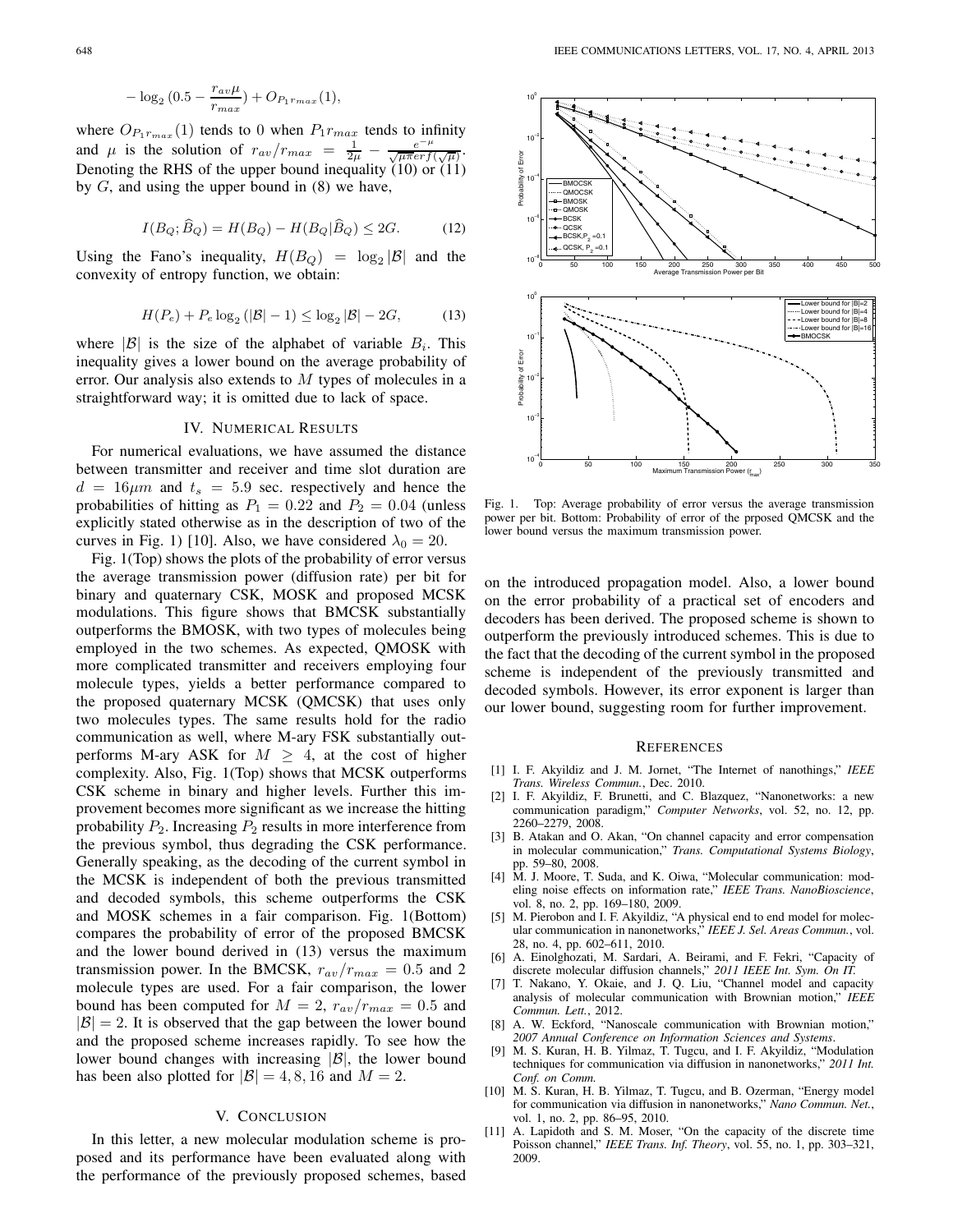$$-\log_2 (0.5 - \frac{r_{av}\mu}{r_{max}}) + O_{P_1 r_{max}}(1),$$

where $O_{P_1 r_{max}}(1)$ tends to 0 when $P_1 r_{max}$ tends to infinity and $\mu$ is the solution of $r_{av}/r_{max} = \frac{1}{2\mu} - \frac{e^{-\mu}}{\sqrt{\mu\pi} erf(\sqrt{\mu})}$. Denoting the RHS of the upper bound inequality (10) or (11) by $G$, and using the upper bound in (8) we have,

$$I(B_Q; \widehat{B}_Q) = H(B_Q) - H(B_Q|\widehat{B}_Q) \leq 2G. \quad (12)$$

Using the Fano's inequality, $H(B_Q) = \log_2 |\mathcal{B}|$ and the convexity of entropy function, we obtain:

$$H(P_e) + P_e \log_2 (|\mathcal{B}| - 1) \leq \log_2 |\mathcal{B}| - 2G, \quad (13)$$

where $|\mathcal{B}|$ is the size of the alphabet of variable $B_i$. This inequality gives a lower bound on the average probability of error. Our analysis also extends to $M$ types of molecules in a straightforward way; it is omitted due to lack of space.

## IV. Numerical Results

For numerical evaluations, we have assumed the distance between transmitter and receiver and time slot duration are $d = 16\mu m$ and $t_s = 5.9$ sec. respectively and hence the probabilities of hitting as $P_1 = 0.22$ and $P_2 = 0.04$ (unless explicitly stated otherwise as in the description of two of the curves in Fig. 1) [10]. Also, we have considered $\lambda_0 = 20$.

Fig. 1(Top) shows the plots of the probability of error versus the average transmission power (diffusion rate) per bit for binary and quaternary CSK, MOSK and proposed MCSK modulations. This figure shows that BMCSK substantially outperforms the BMOSK, with two types of molecules being employed in the two schemes. As expected, QMOSK with more complicated transmitter and receivers employing four molecule types, yields a better performance compared to the proposed quaternary MCSK (QMCSK) that uses only two molecules types. The same results hold for the radio communication as well, where M-ary FSK substantially outperforms M-ary ASK for $M \geq 4$, at the cost of higher complexity. Also, Fig. 1(Top) shows that MCSK outperforms CSK scheme in binary and higher levels. Further this improvement becomes more significant as we increase the hitting probability $P_2$. Increasing $P_2$ results in more interference from the previous symbol, thus degrading the CSK performance. Generally speaking, as the decoding of the current symbol in the MCSK is independent of both the previous transmitted and decoded symbols, this scheme outperforms the CSK and MOSK schemes in a fair comparison. Fig. 1(Bottom) compares the probability of error of the proposed BMCSK and the lower bound derived in (13) versus the maximum transmission power. In the BMCSK, $r_{av}/r_{max} = 0.5$ and 2 molecule types are used. For a fair comparison, the lower bound has been computed for $M = 2$, $r_{av}/r_{max} = 0.5$ and $|\mathcal{B}| = 2$. It is observed that the gap between the lower bound and the proposed scheme increases rapidly. To see how the lower bound changes with increasing $|\mathcal{B}|$, the lower bound has been also plotted for $|\mathcal{B}| = 4, 8, 16$ and $M = 2$.

Probability of Error
Average Transmission Power per Bit
BMOCSK
QMOCSK
BMOSK
QMOSK
BCSK
QCSK
BCSK, $P_2$ = 0.1
QCSK, $P_2$ = 0.1

Probability of Error
Maximum Transmission Power ($r_{max}$)
Lower bound for |B|=2
Lower bound for |B|=4
Lower bound for |B|=8
Lower bound for |B|=16
BMOCSK

Fig. 1. Top: Average probability of error versus the average transmission power per bit. Bottom: Probability of error of the prposed QMCSK and the lower bound versus the maximum transmission power.

## V. Conclusion

In this letter, a new molecular modulation scheme is proposed and its performance have been evaluated along with the performance of the previously proposed schemes, based on the introduced propagation model. Also, a lower bound on the error probability of a practical set of encoders and decoders has been derived. The proposed scheme is shown to outperform the previously introduced schemes. This is due to the fact that the decoding of the current symbol in the proposed scheme is independent of the previously transmitted and decoded symbols. However, its error exponent is larger than our lower bound, suggesting room for further improvement.

## References

[1] I. F. Akyildiz and J. M. Jornet, "The Internet of nanothings," *IEEE Trans. Wireless Commun.*, Dec. 2010.

[2] I. F. Akyildiz, F. Brunetti, and C. Blazquez, "Nanonetworks: a new communication paradigm," *Computer Networks*, vol. 52, no. 12, pp. 2260–2279, 2008.

[3] B. Atakan and O. Akan, "On channel capacity and error compensation in molecular communication," *Trans. Computational Systems Biology*, pp. 59–80, 2008.

[4] M. J. Moore, T. Suda, and K. Oiwa, "Molecular communication: modeling noise effects on information rate," *IEEE Trans. NanoBioscience*, vol. 8, no. 2, pp. 169–180, 2009.

[5] M. Pierobon and I. F. Akyildiz, "A physical end to end model for molecular communication in nanonetworks," *IEEE J. Sel. Areas Commun.*, vol. 28, no. 4, pp. 602–611, 2010.

[6] A. Einolghozati, M. Sardari, A. Beirami, and F. Fekri, "Capacity of discrete molecular diffusion channels," *2011 IEEE Int. Sym. On IT.*

[7] T. Nakano, Y. Okaie, and J. Q. Liu, "Channel model and capacity analysis of molecular communication with Brownian motion," *IEEE Commun. Lett.*, 2012.

[8] A. W. Eckford, "Nanoscale communication with Brownian motion," *2007 Annual Conference on Information Sciences and Systems*.

[9] M. S. Kuran, H. B. Yilmaz, T. Tugcu, and I. F. Akyildiz, "Modulation techniques for communication via diffusion in nanonetworks," *2011 Int. Conf. on Comm.*

[10] M. S. Kuran, H. B. Yilmaz, T. Tugcu, and B. Ozerman, "Energy model for communication via diffusion in nanonetworks," *Nano Commun. Net.*, vol. 1, no. 2, pp. 86–95, 2010.

[11] A. Lapidoth and S. M. Moser, "On the capacity of the discrete time Poisson channel," *IEEE Trans. Inf. Theory*, vol. 55, no. 1, pp. 303–321, 2009.